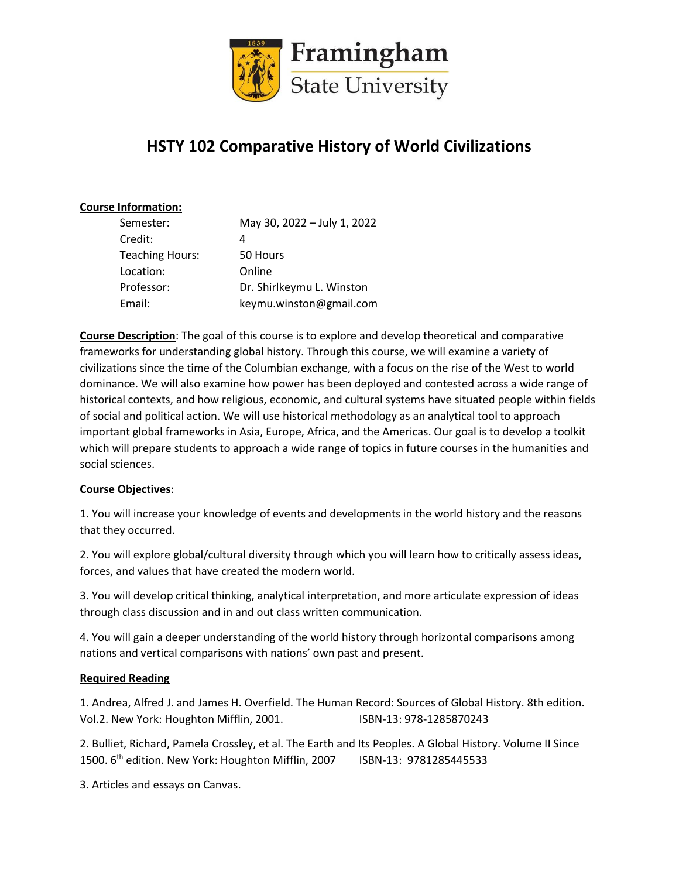# HSTY 102 Comparative History of World Civilizations

**Course Information:**

| | |
|---|---|
| Semester: | May 30, 2022 – July 1, 2022 |
| Credit: | 4 |
| Teaching Hours: | 50 Hours |
| Location: | Online |
| Professor: | Dr. Shirlkeymu L. Winston |
| Email: | keymu.winston@gmail.com |

**Course Description**: The goal of this course is to explore and develop theoretical and comparative frameworks for understanding global history. Through this course, we will examine a variety of civilizations since the time of the Columbian exchange, with a focus on the rise of the West to world dominance. We will also examine how power has been deployed and contested across a wide range of historical contexts, and how religious, economic, and cultural systems have situated people within fields of social and political action. We will use historical methodology as an analytical tool to approach important global frameworks in Asia, Europe, Africa, and the Americas. Our goal is to develop a toolkit which will prepare students to approach a wide range of topics in future courses in the humanities and social sciences.

**Course Objectives**:

1. You will increase your knowledge of events and developments in the world history and the reasons that they occurred.

2. You will explore global/cultural diversity through which you will learn how to critically assess ideas, forces, and values that have created the modern world.

3. You will develop critical thinking, analytical interpretation, and more articulate expression of ideas through class discussion and in and out class written communication.

4. You will gain a deeper understanding of the world history through horizontal comparisons among nations and vertical comparisons with nations' own past and present.

**Required Reading**

1. Andrea, Alfred J. and James H. Overfield. The Human Record: Sources of Global History. 8th edition. Vol.2. New York: Houghton Mifflin, 2001. ISBN-13: 978-1285870243

2. Bulliet, Richard, Pamela Crossley, et al. The Earth and Its Peoples. A Global History. Volume II Since 1500. 6th edition. New York: Houghton Mifflin, 2007 ISBN-13: 9781285445533

3. Articles and essays on Canvas.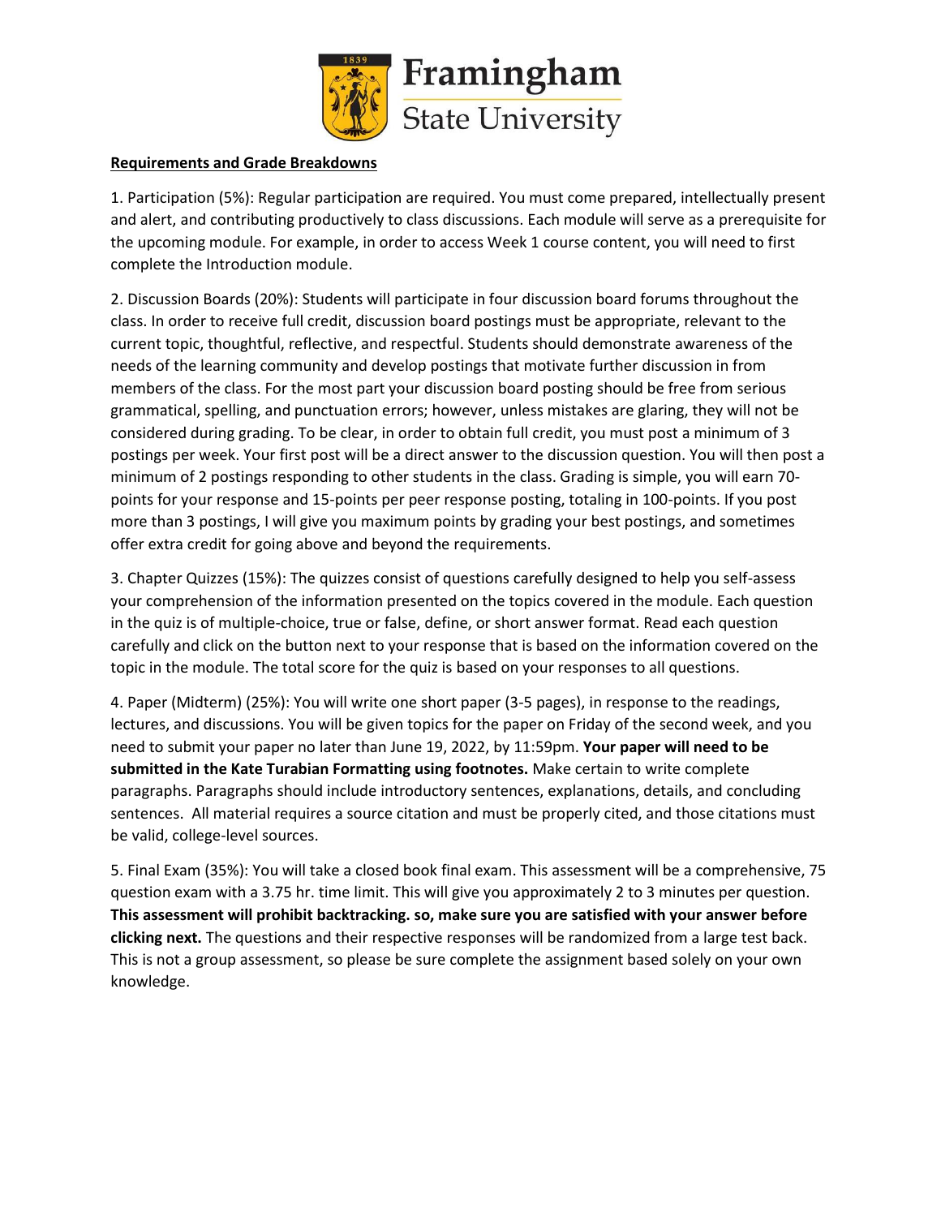Framingham State University

**Requirements and Grade Breakdowns**

1. Participation (5%): Regular participation are required. You must come prepared, intellectually present and alert, and contributing productively to class discussions. Each module will serve as a prerequisite for the upcoming module. For example, in order to access Week 1 course content, you will need to first complete the Introduction module.

2. Discussion Boards (20%): Students will participate in four discussion board forums throughout the class. In order to receive full credit, discussion board postings must be appropriate, relevant to the current topic, thoughtful, reflective, and respectful. Students should demonstrate awareness of the needs of the learning community and develop postings that motivate further discussion in from members of the class. For the most part your discussion board posting should be free from serious grammatical, spelling, and punctuation errors; however, unless mistakes are glaring, they will not be considered during grading. To be clear, in order to obtain full credit, you must post a minimum of 3 postings per week. Your first post will be a direct answer to the discussion question. You will then post a minimum of 2 postings responding to other students in the class. Grading is simple, you will earn 70-points for your response and 15-points per peer response posting, totaling in 100-points. If you post more than 3 postings, I will give you maximum points by grading your best postings, and sometimes offer extra credit for going above and beyond the requirements.

3. Chapter Quizzes (15%): The quizzes consist of questions carefully designed to help you self-assess your comprehension of the information presented on the topics covered in the module. Each question in the quiz is of multiple-choice, true or false, define, or short answer format. Read each question carefully and click on the button next to your response that is based on the information covered on the topic in the module. The total score for the quiz is based on your responses to all questions.

4. Paper (Midterm) (25%): You will write one short paper (3-5 pages), in response to the readings, lectures, and discussions. You will be given topics for the paper on Friday of the second week, and you need to submit your paper no later than June 19, 2022, by 11:59pm. **Your paper will need to be submitted in the Kate Turabian Formatting using footnotes.** Make certain to write complete paragraphs. Paragraphs should include introductory sentences, explanations, details, and concluding sentences. All material requires a source citation and must be properly cited, and those citations must be valid, college-level sources.

5. Final Exam (35%): You will take a closed book final exam. This assessment will be a comprehensive, 75 question exam with a 3.75 hr. time limit. This will give you approximately 2 to 3 minutes per question. **This assessment will prohibit backtracking. so, make sure you are satisfied with your answer before clicking next.** The questions and their respective responses will be randomized from a large test back. This is not a group assessment, so please be sure complete the assignment based solely on your own knowledge.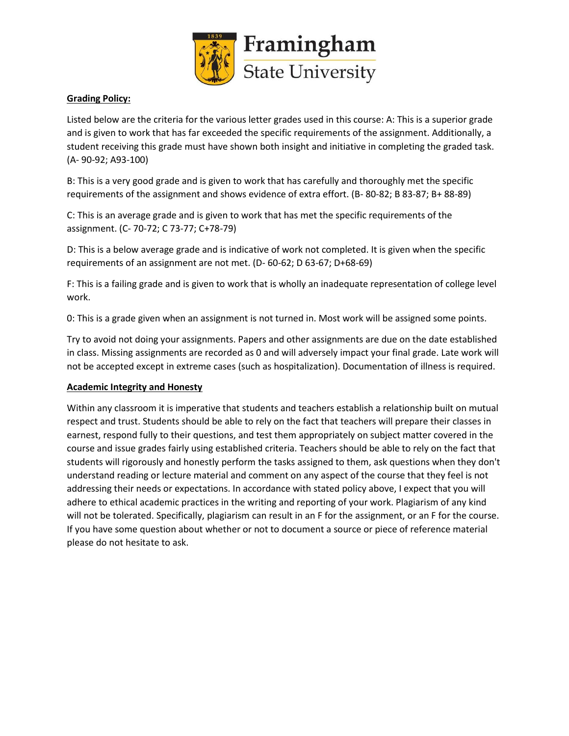**Grading Policy:**

Listed below are the criteria for the various letter grades used in this course: A: This is a superior grade and is given to work that has far exceeded the specific requirements of the assignment. Additionally, a student receiving this grade must have shown both insight and initiative in completing the graded task. (A- 90-92; A93-100)

B: This is a very good grade and is given to work that has carefully and thoroughly met the specific requirements of the assignment and shows evidence of extra effort. (B- 80-82; B 83-87; B+ 88-89)

C: This is an average grade and is given to work that has met the specific requirements of the assignment. (C- 70-72; C 73-77; C+78-79)

D: This is a below average grade and is indicative of work not completed. It is given when the specific requirements of an assignment are not met. (D- 60-62; D 63-67; D+68-69)

F: This is a failing grade and is given to work that is wholly an inadequate representation of college level work.

0: This is a grade given when an assignment is not turned in. Most work will be assigned some points.

Try to avoid not doing your assignments. Papers and other assignments are due on the date established in class. Missing assignments are recorded as 0 and will adversely impact your final grade. Late work will not be accepted except in extreme cases (such as hospitalization). Documentation of illness is required.

**Academic Integrity and Honesty**

Within any classroom it is imperative that students and teachers establish a relationship built on mutual respect and trust. Students should be able to rely on the fact that teachers will prepare their classes in earnest, respond fully to their questions, and test them appropriately on subject matter covered in the course and issue grades fairly using established criteria. Teachers should be able to rely on the fact that students will rigorously and honestly perform the tasks assigned to them, ask questions when they don't understand reading or lecture material and comment on any aspect of the course that they feel is not addressing their needs or expectations. In accordance with stated policy above, I expect that you will adhere to ethical academic practices in the writing and reporting of your work. Plagiarism of any kind will not be tolerated. Specifically, plagiarism can result in an F for the assignment, or an F for the course. If you have some question about whether or not to document a source or piece of reference material please do not hesitate to ask.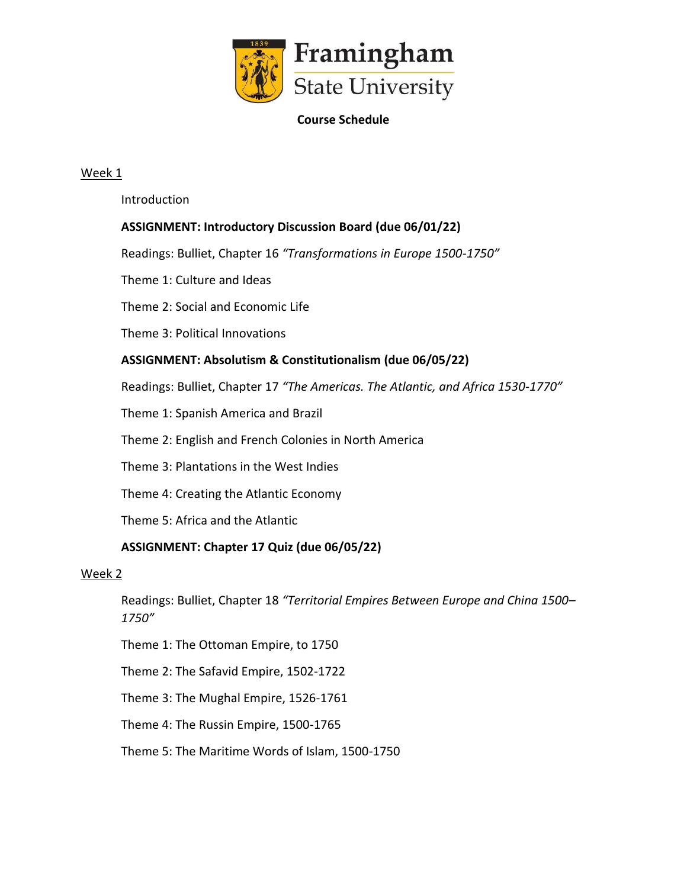**Framingham State University**

**Course Schedule**

Week 1

Introduction

**ASSIGNMENT: Introductory Discussion Board (due 06/01/22)**

Readings: Bulliet, Chapter 16 *"Transformations in Europe 1500-1750"*

Theme 1: Culture and Ideas

Theme 2: Social and Economic Life

Theme 3: Political Innovations

**ASSIGNMENT: Absolutism & Constitutionalism (due 06/05/22)**

Readings: Bulliet, Chapter 17 *"The Americas. The Atlantic, and Africa 1530-1770"*

Theme 1: Spanish America and Brazil

Theme 2: English and French Colonies in North America

Theme 3: Plantations in the West Indies

Theme 4: Creating the Atlantic Economy

Theme 5: Africa and the Atlantic

**ASSIGNMENT: Chapter 17 Quiz (due 06/05/22)**

Week 2

Readings: Bulliet, Chapter 18 *"Territorial Empires Between Europe and China 1500–1750"*

Theme 1: The Ottoman Empire, to 1750

Theme 2: The Safavid Empire, 1502-1722

Theme 3: The Mughal Empire, 1526-1761

Theme 4: The Russin Empire, 1500-1765

Theme 5: The Maritime Words of Islam, 1500-1750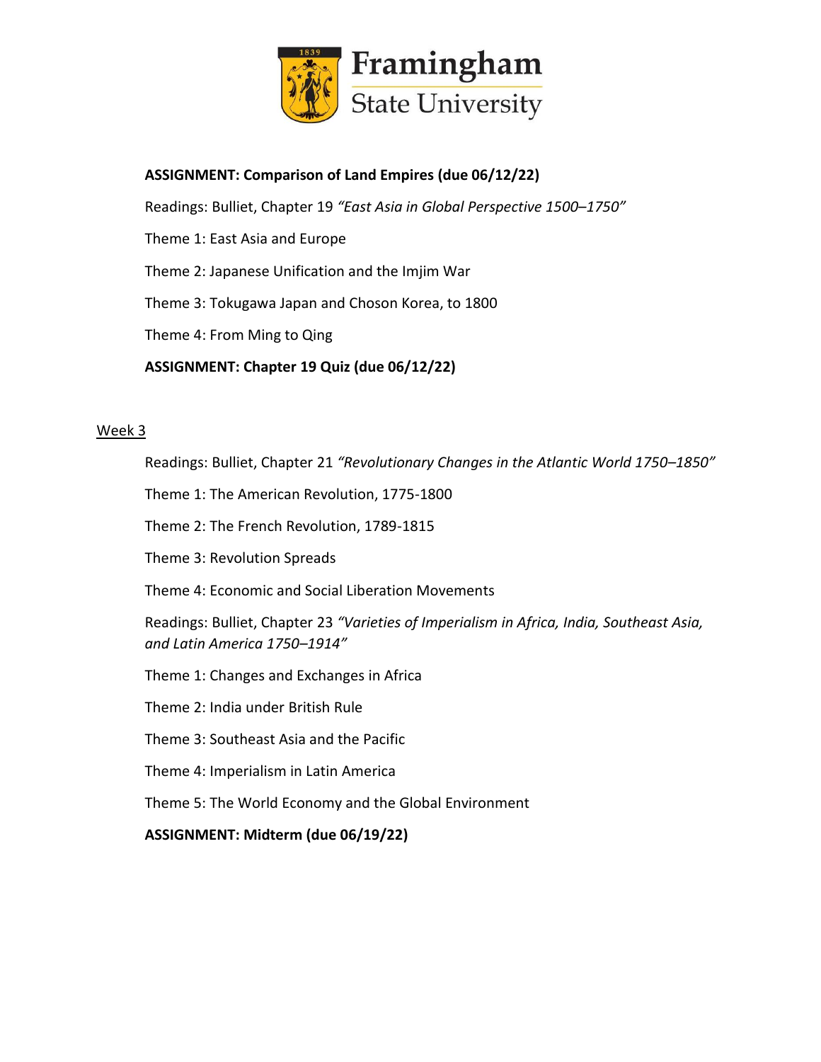**ASSIGNMENT: Comparison of Land Empires (due 06/12/22)**

Readings: Bulliet, Chapter 19 *"East Asia in Global Perspective 1500–1750"*

Theme 1: East Asia and Europe

Theme 2: Japanese Unification and the Imjim War

Theme 3: Tokugawa Japan and Choson Korea, to 1800

Theme 4: From Ming to Qing

**ASSIGNMENT: Chapter 19 Quiz (due 06/12/22)**

Week 3

Readings: Bulliet, Chapter 21 *"Revolutionary Changes in the Atlantic World 1750–1850"*

Theme 1: The American Revolution, 1775-1800

Theme 2: The French Revolution, 1789-1815

Theme 3: Revolution Spreads

Theme 4: Economic and Social Liberation Movements

Readings: Bulliet, Chapter 23 *"Varieties of Imperialism in Africa, India, Southeast Asia, and Latin America 1750–1914"*

Theme 1: Changes and Exchanges in Africa

Theme 2: India under British Rule

Theme 3: Southeast Asia and the Pacific

Theme 4: Imperialism in Latin America

Theme 5: The World Economy and the Global Environment

**ASSIGNMENT: Midterm (due 06/19/22)**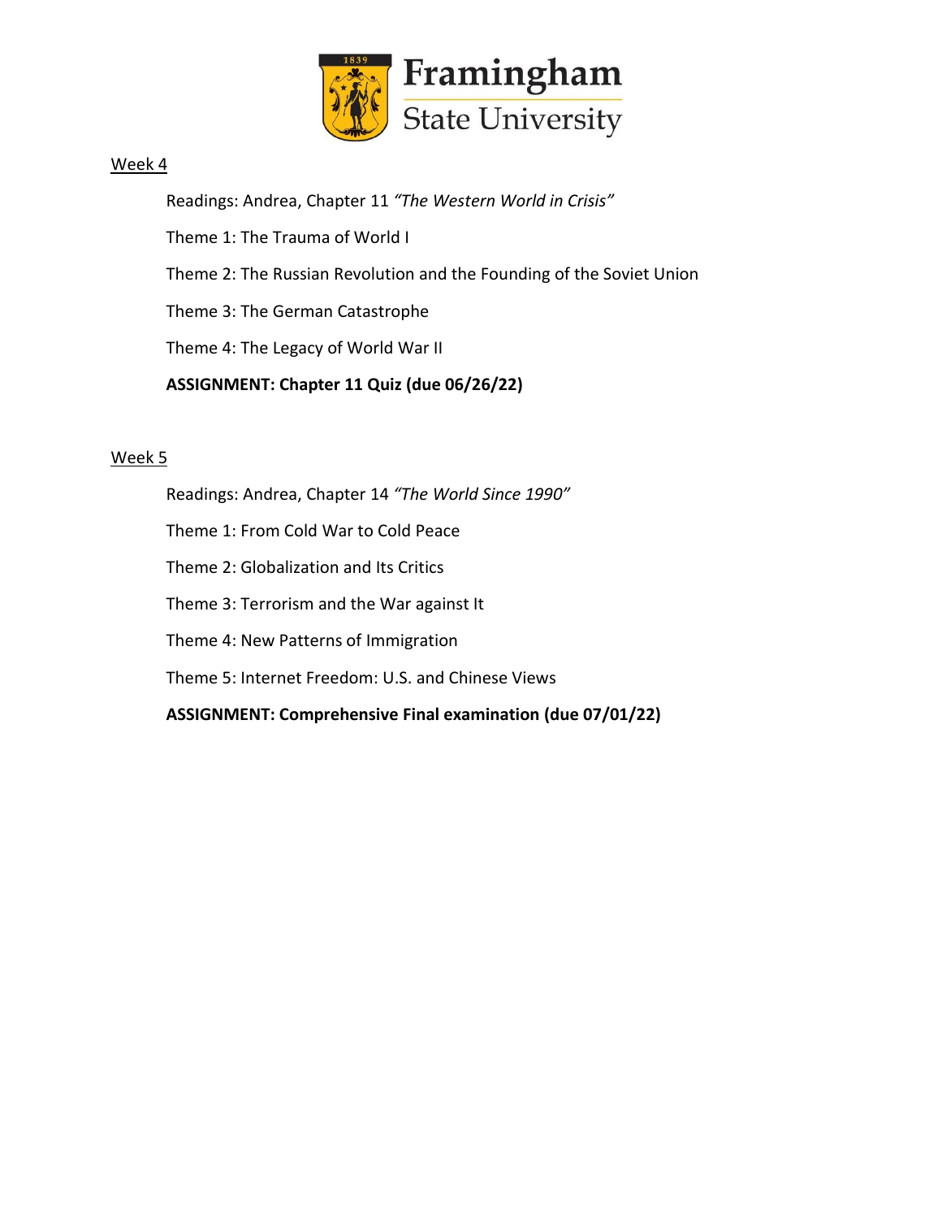Week 4

Readings: Andrea, Chapter 11 *"The Western World in Crisis"*

Theme 1: The Trauma of World I

Theme 2: The Russian Revolution and the Founding of the Soviet Union

Theme 3: The German Catastrophe

Theme 4: The Legacy of World War II

**ASSIGNMENT: Chapter 11 Quiz (due 06/26/22)**

Week 5

Readings: Andrea, Chapter 14 *"The World Since 1990"*

Theme 1: From Cold War to Cold Peace

Theme 2: Globalization and Its Critics

Theme 3: Terrorism and the War against It

Theme 4: New Patterns of Immigration

Theme 5: Internet Freedom: U.S. and Chinese Views

**ASSIGNMENT: Comprehensive Final examination (due 07/01/22)**